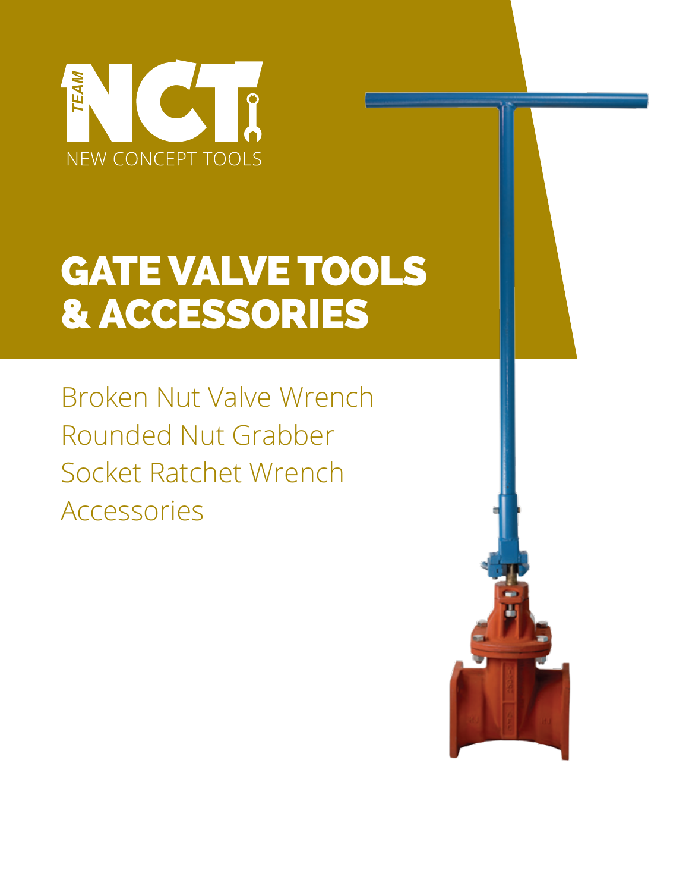TEAM NCT

NEW CONCEPT TOOLS

# GATE VALVE TOOLS & ACCESSORIES

Broken Nut Valve Wrench
Rounded Nut Grabber
Socket Ratchet Wrench
Accessories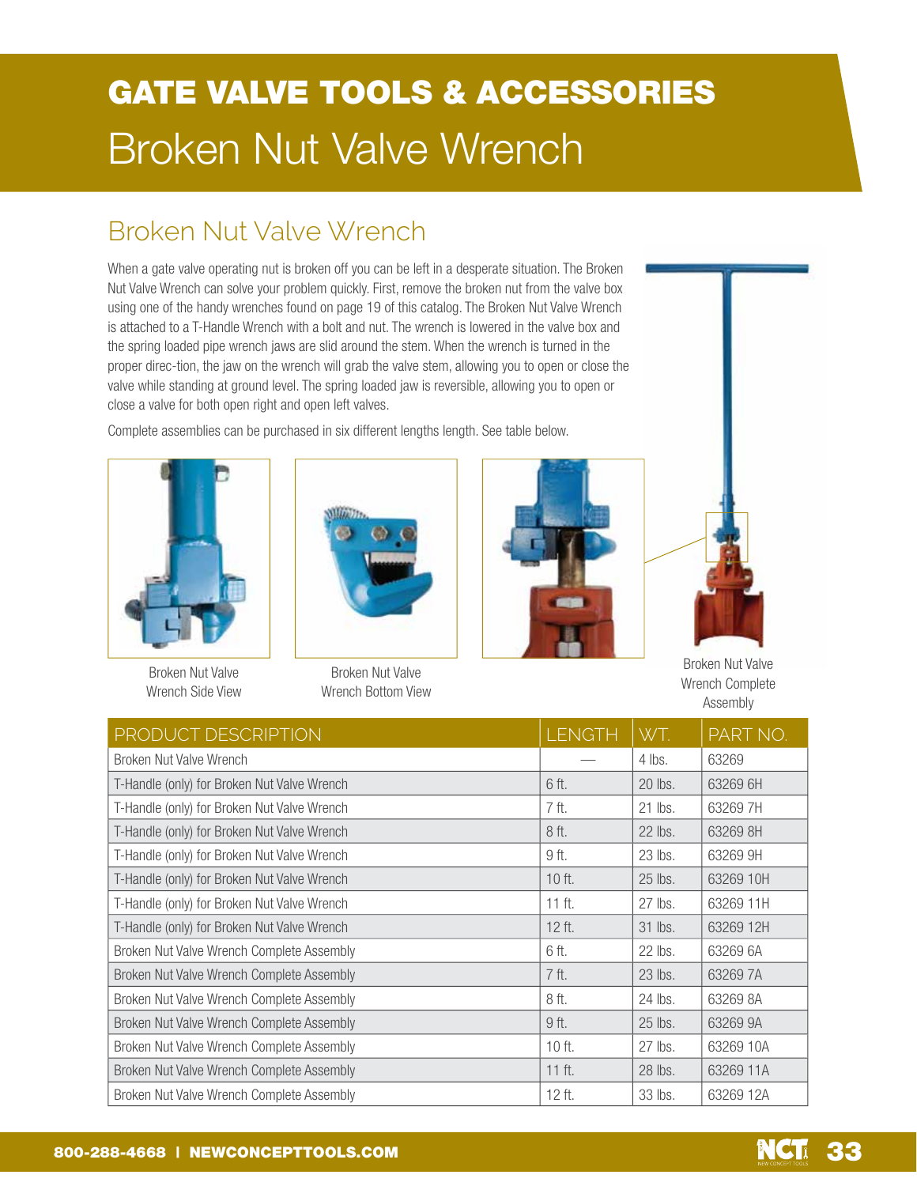# GATE VALVE TOOLS & ACCESSORIES

# Broken Nut Valve Wrench

## Broken Nut Valve Wrench

When a gate valve operating nut is broken off you can be left in a desperate situation. The Broken Nut Valve Wrench can solve your problem quickly. First, remove the broken nut from the valve box using one of the handy wrenches found on page 19 of this catalog. The Broken Nut Valve Wrench is attached to a T-Handle Wrench with a bolt and nut. The wrench is lowered in the valve box and the spring loaded pipe wrench jaws are slid around the stem. When the wrench is turned in the proper direc-tion, the jaw on the wrench will grab the valve stem, allowing you to open or close the valve while standing at ground level. The spring loaded jaw is reversible, allowing you to open or close a valve for both open right and open left valves.

Complete assemblies can be purchased in six different lengths length. See table below.

Broken Nut Valve Wrench Side View

Broken Nut Valve Wrench Bottom View

Broken Nut Valve Wrench Complete Assembly

| PRODUCT DESCRIPTION | LENGTH | WT. | PART NO. |
|---|---|---|---|
| Broken Nut Valve Wrench | — | 4 lbs. | 63269 |
| T-Handle (only) for Broken Nut Valve Wrench | 6 ft. | 20 lbs. | 63269 6H |
| T-Handle (only) for Broken Nut Valve Wrench | 7 ft. | 21 lbs. | 63269 7H |
| T-Handle (only) for Broken Nut Valve Wrench | 8 ft. | 22 lbs. | 63269 8H |
| T-Handle (only) for Broken Nut Valve Wrench | 9 ft. | 23 lbs. | 63269 9H |
| T-Handle (only) for Broken Nut Valve Wrench | 10 ft. | 25 lbs. | 63269 10H |
| T-Handle (only) for Broken Nut Valve Wrench | 11 ft. | 27 lbs. | 63269 11H |
| T-Handle (only) for Broken Nut Valve Wrench | 12 ft. | 31 lbs. | 63269 12H |
| Broken Nut Valve Wrench Complete Assembly | 6 ft. | 22 lbs. | 63269 6A |
| Broken Nut Valve Wrench Complete Assembly | 7 ft. | 23 lbs. | 63269 7A |
| Broken Nut Valve Wrench Complete Assembly | 8 ft. | 24 lbs. | 63269 8A |
| Broken Nut Valve Wrench Complete Assembly | 9 ft. | 25 lbs. | 63269 9A |
| Broken Nut Valve Wrench Complete Assembly | 10 ft. | 27 lbs. | 63269 10A |
| Broken Nut Valve Wrench Complete Assembly | 11 ft. | 28 lbs. | 63269 11A |
| Broken Nut Valve Wrench Complete Assembly | 12 ft. | 33 lbs. | 63269 12A |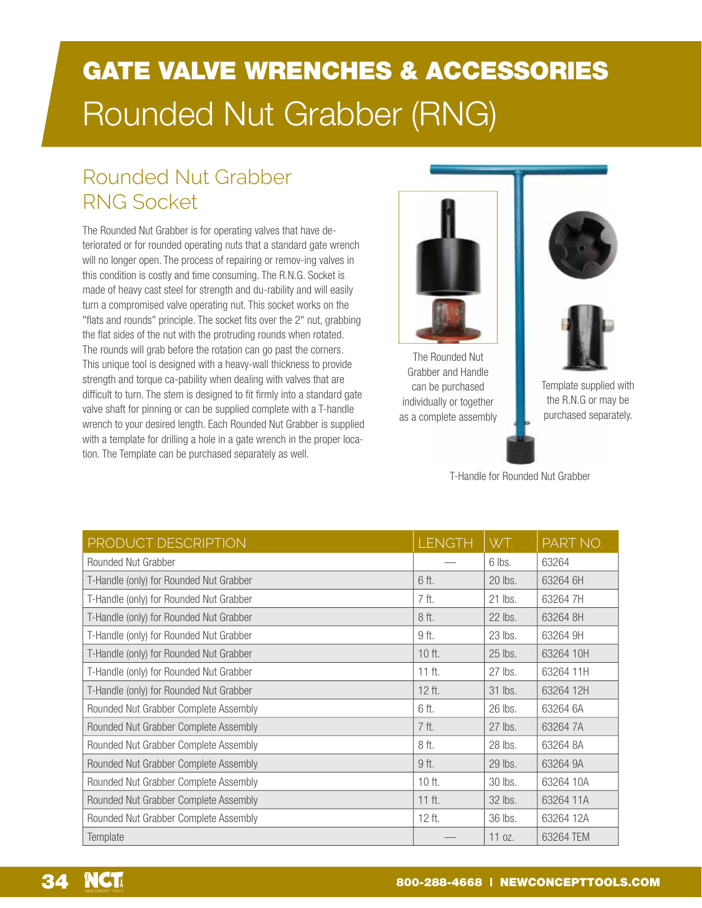# GATE VALVE WRENCHES & ACCESSORIES

# Rounded Nut Grabber (RNG)

## Rounded Nut Grabber RNG Socket

The Rounded Nut Grabber is for operating valves that have deteriorated or for rounded operating nuts that a standard gate wrench will no longer open. The process of repairing or remov-ing valves in this condition is costly and time consuming. The R.N.G. Socket is made of heavy cast steel for strength and du-rability and will easily turn a compromised valve operating nut. This socket works on the "flats and rounds" principle. The socket fits over the 2" nut, grabbing the flat sides of the nut with the protruding rounds when rotated. The rounds will grab before the rotation can go past the corners. This unique tool is designed with a heavy-wall thickness to provide strength and torque ca-pability when dealing with valves that are difficult to turn. The stem is designed to fit firmly into a standard gate valve shaft for pinning or can be supplied complete with a T-handle wrench to your desired length. Each Rounded Nut Grabber is supplied with a template for drilling a hole in a gate wrench in the proper loca-tion. The Template can be purchased separately as well.

The Rounded Nut Grabber and Handle can be purchased individually or together as a complete assembly

Template supplied with the R.N.G or may be purchased separately.

T-Handle for Rounded Nut Grabber

| PRODUCT DESCRIPTION | LENGTH | WT. | PART NO. |
|---|---|---|---|
| Rounded Nut Grabber | — | 6 lbs. | 63264 |
| T-Handle (only) for Rounded Nut Grabber | 6 ft. | 20 lbs. | 63264 6H |
| T-Handle (only) for Rounded Nut Grabber | 7 ft. | 21 lbs. | 63264 7H |
| T-Handle (only) for Rounded Nut Grabber | 8 ft. | 22 lbs. | 63264 8H |
| T-Handle (only) for Rounded Nut Grabber | 9 ft. | 23 lbs. | 63264 9H |
| T-Handle (only) for Rounded Nut Grabber | 10 ft. | 25 lbs. | 63264 10H |
| T-Handle (only) for Rounded Nut Grabber | 11 ft. | 27 lbs. | 63264 11H |
| T-Handle (only) for Rounded Nut Grabber | 12 ft. | 31 lbs. | 63264 12H |
| Rounded Nut Grabber Complete Assembly | 6 ft. | 26 lbs. | 63264 6A |
| Rounded Nut Grabber Complete Assembly | 7 ft. | 27 lbs. | 63264 7A |
| Rounded Nut Grabber Complete Assembly | 8 ft. | 28 lbs. | 63264 8A |
| Rounded Nut Grabber Complete Assembly | 9 ft. | 29 lbs. | 63264 9A |
| Rounded Nut Grabber Complete Assembly | 10 ft. | 30 lbs. | 63264 10A |
| Rounded Nut Grabber Complete Assembly | 11 ft. | 32 lbs. | 63264 11A |
| Rounded Nut Grabber Complete Assembly | 12 ft. | 36 lbs. | 63264 12A |
| Template | — | 11 oz. | 63264 TEM |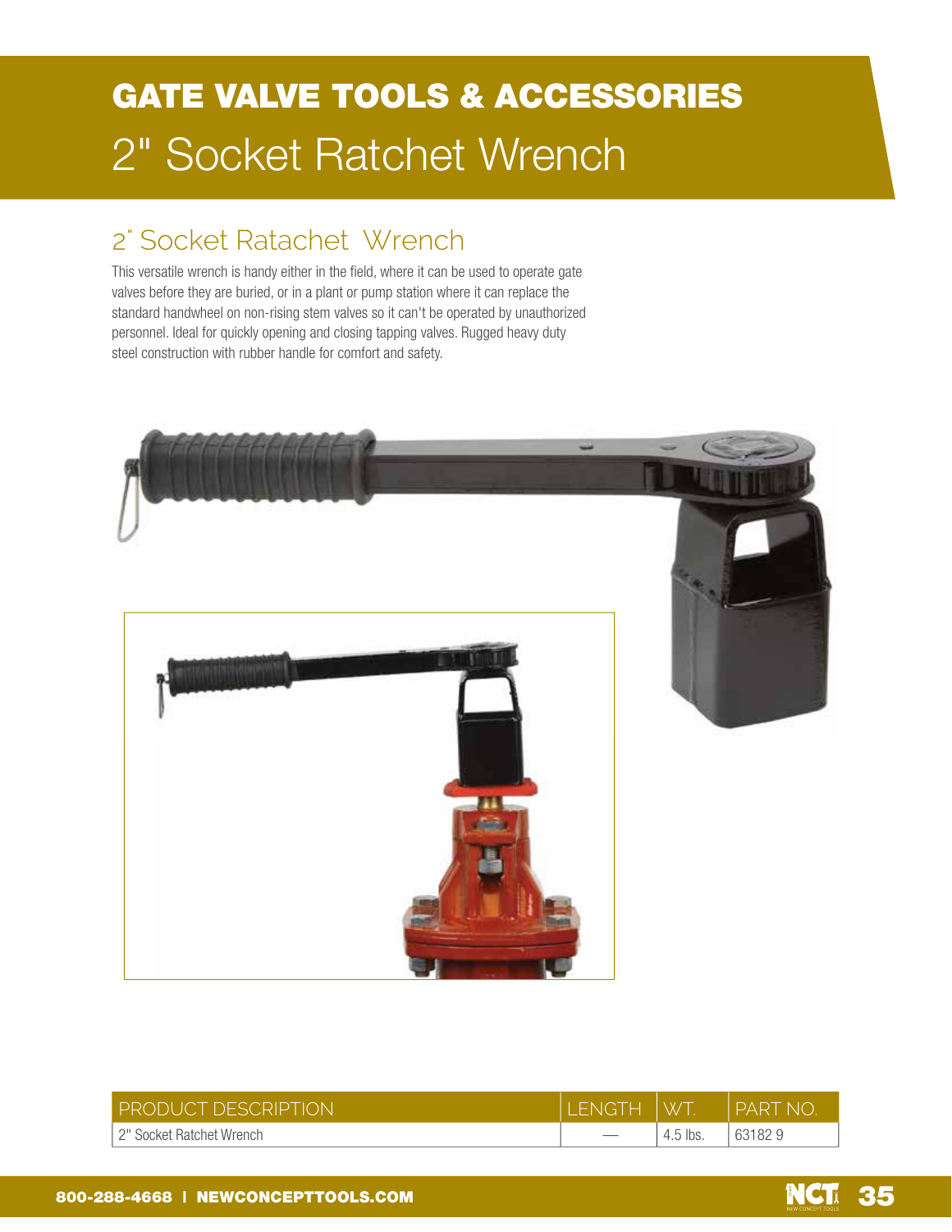# GATE VALVE TOOLS & ACCESSORIES

## 2" Socket Ratchet Wrench

### 2" Socket Ratachet Wrench

This versatile wrench is handy either in the field, where it can be used to operate gate valves before they are buried, or in a plant or pump station where it can replace the standard handwheel on non-rising stem valves so it can't be operated by unauthorized personnel. Ideal for quickly opening and closing tapping valves. Rugged heavy duty steel construction with rubber handle for comfort and safety.

| PRODUCT DESCRIPTION | LENGTH | WT. | PART NO. |
|---|---|---|---|
| 2" Socket Ratchet Wrench | — | 4.5 lbs. | 63182 9 |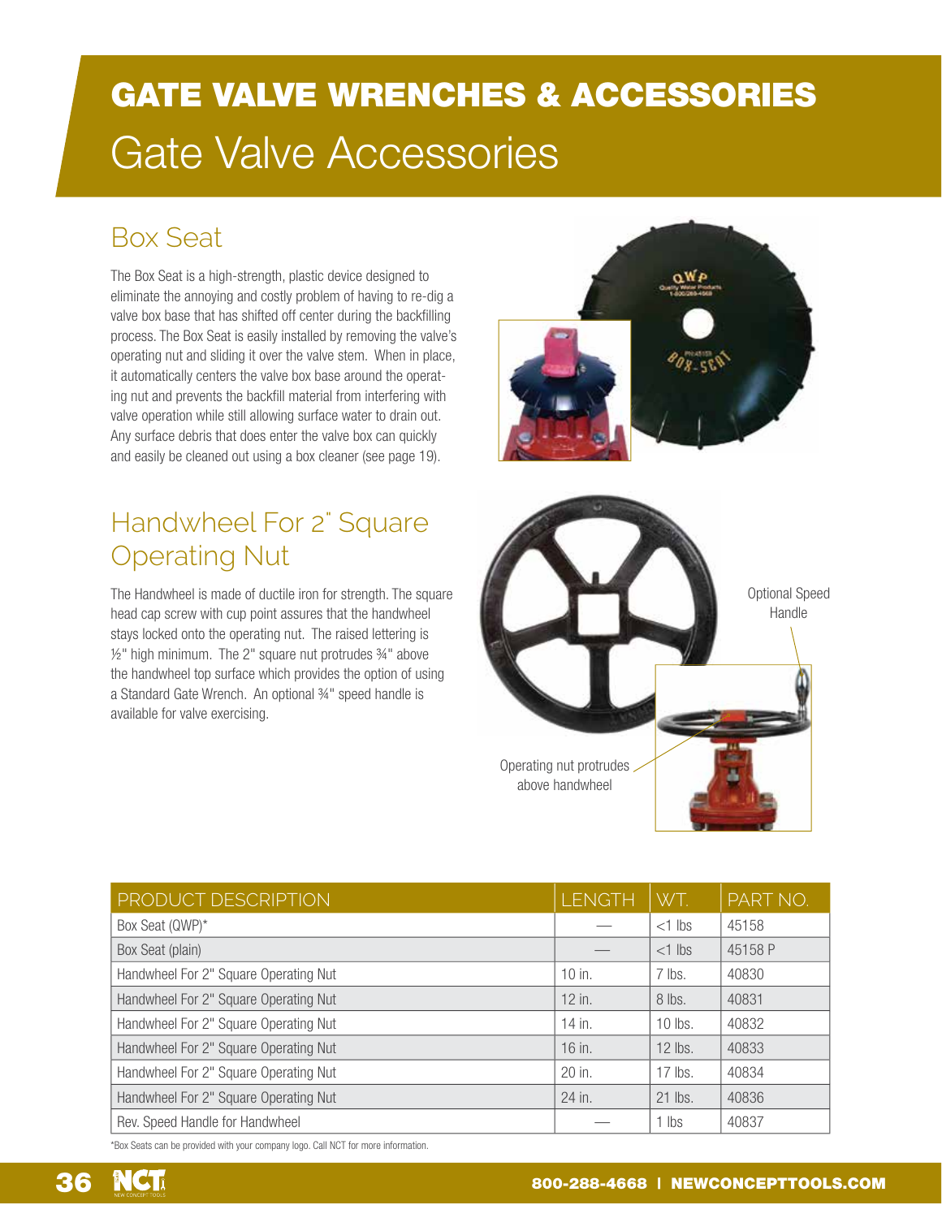# GATE VALVE WRENCHES & ACCESSORIES

## Gate Valve Accessories

### Box Seat

The Box Seat is a high-strength, plastic device designed to eliminate the annoying and costly problem of having to re-dig a valve box base that has shifted off center during the backfilling process. The Box Seat is easily installed by removing the valve's operating nut and sliding it over the valve stem. When in place, it automatically centers the valve box base around the operating nut and prevents the backfill material from interfering with valve operation while still allowing surface water to drain out. Any surface debris that does enter the valve box can quickly and easily be cleaned out using a box cleaner (see page 19).

### Handwheel For 2" Square Operating Nut

The Handwheel is made of ductile iron for strength. The square head cap screw with cup point assures that the handwheel stays locked onto the operating nut. The raised lettering is ½" high minimum. The 2" square nut protrudes ¾" above the handwheel top surface which provides the option of using a Standard Gate Wrench. An optional ¾" speed handle is available for valve exercising.

Optional Speed Handle

Operating nut protrudes above handwheel

| PRODUCT DESCRIPTION | LENGTH | WT. | PART NO. |
|---|---|---|---|
| Box Seat (QWP)* | — | <1 lbs | 45158 |
| Box Seat (plain) | — | <1 lbs | 45158 P |
| Handwheel For 2" Square Operating Nut | 10 in. | 7 lbs. | 40830 |
| Handwheel For 2" Square Operating Nut | 12 in. | 8 lbs. | 40831 |
| Handwheel For 2" Square Operating Nut | 14 in. | 10 lbs. | 40832 |
| Handwheel For 2" Square Operating Nut | 16 in. | 12 lbs. | 40833 |
| Handwheel For 2" Square Operating Nut | 20 in. | 17 lbs. | 40834 |
| Handwheel For 2" Square Operating Nut | 24 in. | 21 lbs. | 40836 |
| Rev. Speed Handle for Handwheel | — | 1 lbs | 40837 |

*Box Seats can be provided with your company logo. Call NCT for more information.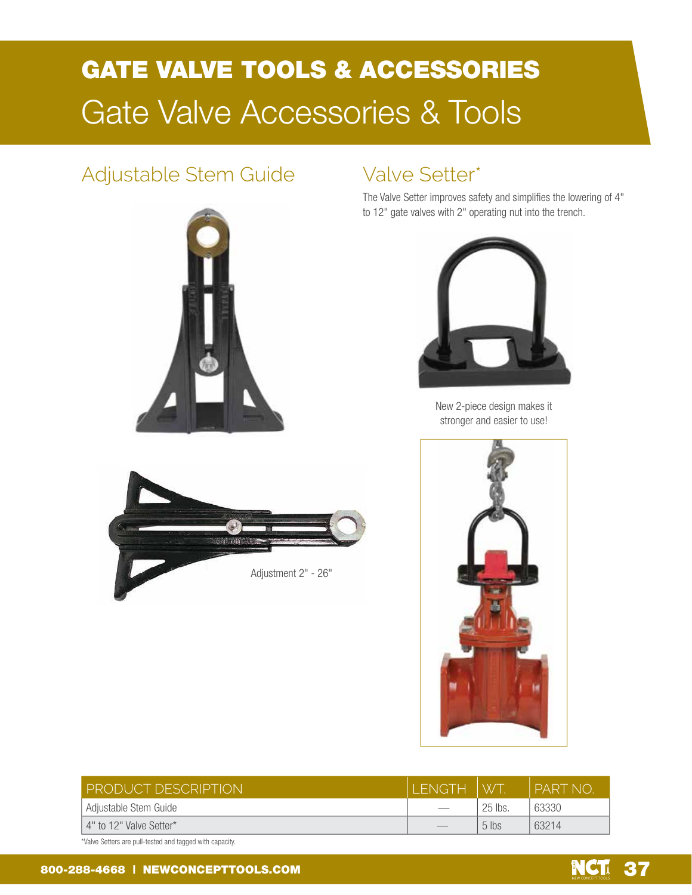# GATE VALVE TOOLS & ACCESSORIES

## Gate Valve Accessories & Tools

### Adjustable Stem Guide

Adjustment 2" - 26"

### Valve Setter*

The Valve Setter improves safety and simplifies the lowering of 4" to 12" gate valves with 2" operating nut into the trench.

New 2-piece design makes it stronger and easier to use!

| PRODUCT DESCRIPTION | LENGTH | WT. | PART NO. |
|---|---|---|---|
| Adjustable Stem Guide | — | 25 lbs. | 63330 |
| 4" to 12" Valve Setter* | — | 5 lbs | 63214 |

*Valve Setters are pull-tested and tagged with capacity.

800-288-4668 I NEWCONCEPTTOOLS.COM